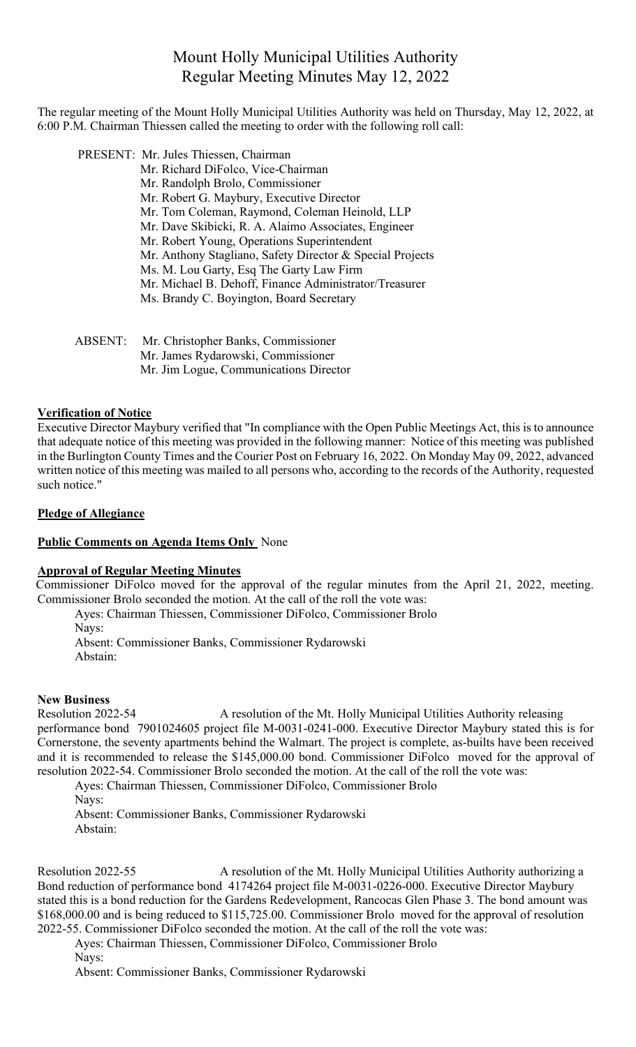# Mount Holly Municipal Utilities Authority
# Regular Meeting Minutes May 12, 2022

The regular meeting of the Mount Holly Municipal Utilities Authority was held on Thursday, May 12, 2022, at 6:00 P.M. Chairman Thiessen called the meeting to order with the following roll call:

PRESENT: Mr. Jules Thiessen, Chairman
Mr. Richard DiFolco, Vice-Chairman
Mr. Randolph Brolo, Commissioner
Mr. Robert G. Maybury, Executive Director
Mr. Tom Coleman, Raymond, Coleman Heinold, LLP
Mr. Dave Skibicki, R. A. Alaimo Associates, Engineer
Mr. Robert Young, Operations Superintendent
Mr. Anthony Stagliano, Safety Director & Special Projects
Ms. M. Lou Garty, Esq The Garty Law Firm
Mr. Michael B. Dehoff, Finance Administrator/Treasurer
Ms. Brandy C. Boyington, Board Secretary

ABSENT: Mr. Christopher Banks, Commissioner
Mr. James Rydarowski, Commissioner
Mr. Jim Logue, Communications Director

**Verification of Notice**

Executive Director Maybury verified that "In compliance with the Open Public Meetings Act, this is to announce that adequate notice of this meeting was provided in the following manner: Notice of this meeting was published in the Burlington County Times and the Courier Post on February 16, 2022. On Monday May 09, 2022, advanced written notice of this meeting was mailed to all persons who, according to the records of the Authority, requested such notice."

**Pledge of Allegiance**

**Public Comments on Agenda Items Only** None

**Approval of Regular Meeting Minutes**

Commissioner DiFolco moved for the approval of the regular minutes from the April 21, 2022, meeting. Commissioner Brolo seconded the motion. At the call of the roll the vote was:

Ayes: Chairman Thiessen, Commissioner DiFolco, Commissioner Brolo
Nays:
Absent: Commissioner Banks, Commissioner Rydarowski
Abstain:

**New Business**

Resolution 2022-54 A resolution of the Mt. Holly Municipal Utilities Authority releasing performance bond 7901024605 project file M-0031-0241-000. Executive Director Maybury stated this is for Cornerstone, the seventy apartments behind the Walmart. The project is complete, as-builts have been received and it is recommended to release the $145,000.00 bond. Commissioner DiFolco moved for the approval of resolution 2022-54. Commissioner Brolo seconded the motion. At the call of the roll the vote was:

Ayes: Chairman Thiessen, Commissioner DiFolco, Commissioner Brolo
Nays:
Absent: Commissioner Banks, Commissioner Rydarowski
Abstain:

Resolution 2022-55 A resolution of the Mt. Holly Municipal Utilities Authority authorizing a Bond reduction of performance bond 4174264 project file M-0031-0226-000. Executive Director Maybury stated this is a bond reduction for the Gardens Redevelopment, Rancocas Glen Phase 3. The bond amount was $168,000.00 and is being reduced to $115,725.00. Commissioner Brolo moved for the approval of resolution 2022-55. Commissioner DiFolco seconded the motion. At the call of the roll the vote was:

Ayes: Chairman Thiessen, Commissioner DiFolco, Commissioner Brolo
Nays:
Absent: Commissioner Banks, Commissioner Rydarowski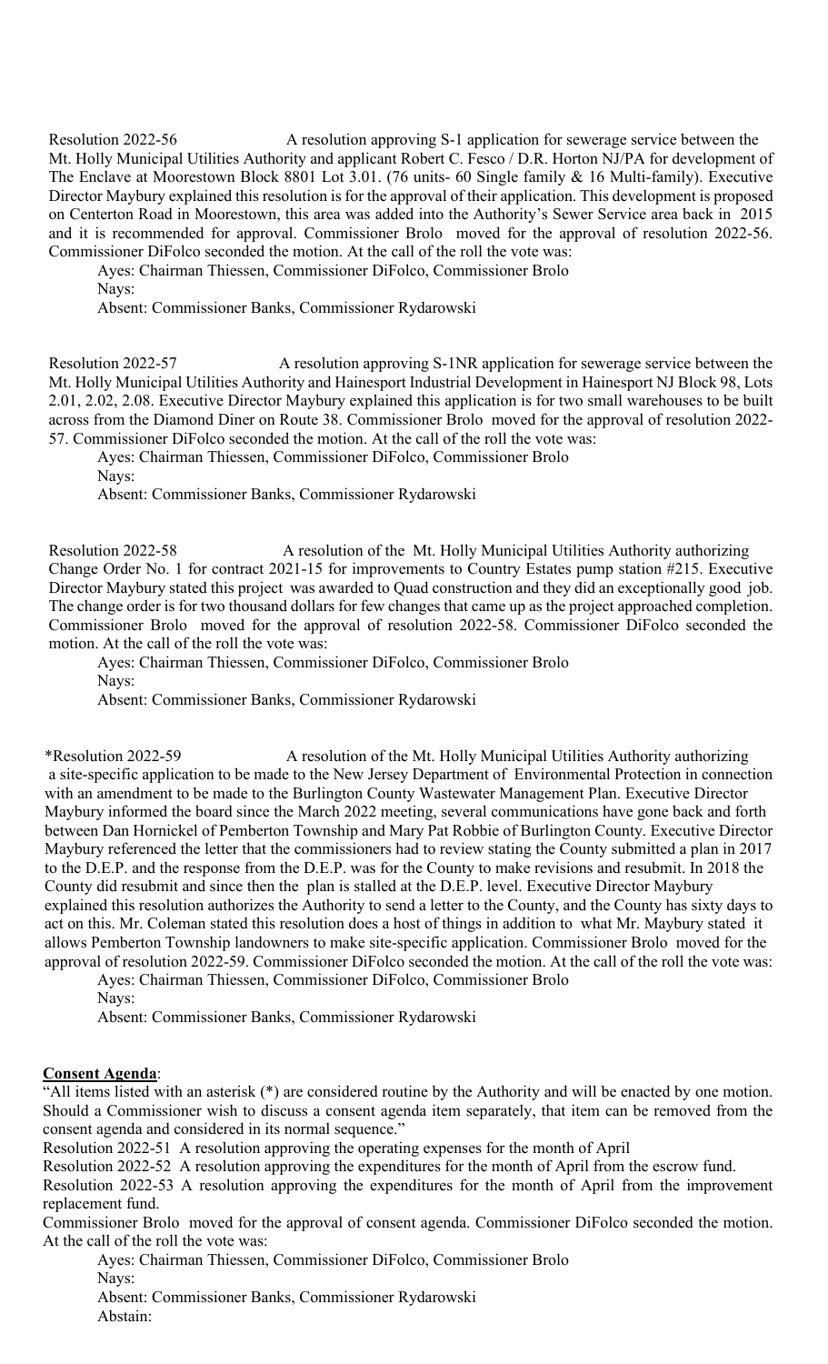Resolution 2022-56 A resolution approving S-1 application for sewerage service between the Mt. Holly Municipal Utilities Authority and applicant Robert C. Fesco / D.R. Horton NJ/PA for development of The Enclave at Moorestown Block 8801 Lot 3.01. (76 units- 60 Single family & 16 Multi-family). Executive Director Maybury explained this resolution is for the approval of their application. This development is proposed on Centerton Road in Moorestown, this area was added into the Authority's Sewer Service area back in 2015 and it is recommended for approval. Commissioner Brolo moved for the approval of resolution 2022-56. Commissioner DiFolco seconded the motion. At the call of the roll the vote was:

Ayes: Chairman Thiessen, Commissioner DiFolco, Commissioner Brolo
Nays:
Absent: Commissioner Banks, Commissioner Rydarowski

Resolution 2022-57 A resolution approving S-1NR application for sewerage service between the Mt. Holly Municipal Utilities Authority and Hainesport Industrial Development in Hainesport NJ Block 98, Lots 2.01, 2.02, 2.08. Executive Director Maybury explained this application is for two small warehouses to be built across from the Diamond Diner on Route 38. Commissioner Brolo moved for the approval of resolution 2022-57. Commissioner DiFolco seconded the motion. At the call of the roll the vote was:

Ayes: Chairman Thiessen, Commissioner DiFolco, Commissioner Brolo
Nays:
Absent: Commissioner Banks, Commissioner Rydarowski

Resolution 2022-58 A resolution of the Mt. Holly Municipal Utilities Authority authorizing Change Order No. 1 for contract 2021-15 for improvements to Country Estates pump station #215. Executive Director Maybury stated this project was awarded to Quad construction and they did an exceptionally good job. The change order is for two thousand dollars for few changes that came up as the project approached completion. Commissioner Brolo moved for the approval of resolution 2022-58. Commissioner DiFolco seconded the motion. At the call of the roll the vote was:

Ayes: Chairman Thiessen, Commissioner DiFolco, Commissioner Brolo
Nays:
Absent: Commissioner Banks, Commissioner Rydarowski

*Resolution 2022-59 A resolution of the Mt. Holly Municipal Utilities Authority authorizing a site-specific application to be made to the New Jersey Department of Environmental Protection in connection with an amendment to be made to the Burlington County Wastewater Management Plan. Executive Director Maybury informed the board since the March 2022 meeting, several communications have gone back and forth between Dan Hornickel of Pemberton Township and Mary Pat Robbie of Burlington County. Executive Director Maybury referenced the letter that the commissioners had to review stating the County submitted a plan in 2017 to the D.E.P. and the response from the D.E.P. was for the County to make revisions and resubmit. In 2018 the County did resubmit and since then the plan is stalled at the D.E.P. level. Executive Director Maybury explained this resolution authorizes the Authority to send a letter to the County, and the County has sixty days to act on this. Mr. Coleman stated this resolution does a host of things in addition to what Mr. Maybury stated it allows Pemberton Township landowners to make site-specific application. Commissioner Brolo moved for the approval of resolution 2022-59. Commissioner DiFolco seconded the motion. At the call of the roll the vote was:

Ayes: Chairman Thiessen, Commissioner DiFolco, Commissioner Brolo
Nays:
Absent: Commissioner Banks, Commissioner Rydarowski

**Consent Agenda**:

"All items listed with an asterisk (*) are considered routine by the Authority and will be enacted by one motion. Should a Commissioner wish to discuss a consent agenda item separately, that item can be removed from the consent agenda and considered in its normal sequence."

Resolution 2022-51 A resolution approving the operating expenses for the month of April

Resolution 2022-52 A resolution approving the expenditures for the month of April from the escrow fund.

Resolution 2022-53 A resolution approving the expenditures for the month of April from the improvement replacement fund.

Commissioner Brolo moved for the approval of consent agenda. Commissioner DiFolco seconded the motion. At the call of the roll the vote was:

Ayes: Chairman Thiessen, Commissioner DiFolco, Commissioner Brolo
Nays:
Absent: Commissioner Banks, Commissioner Rydarowski
Abstain: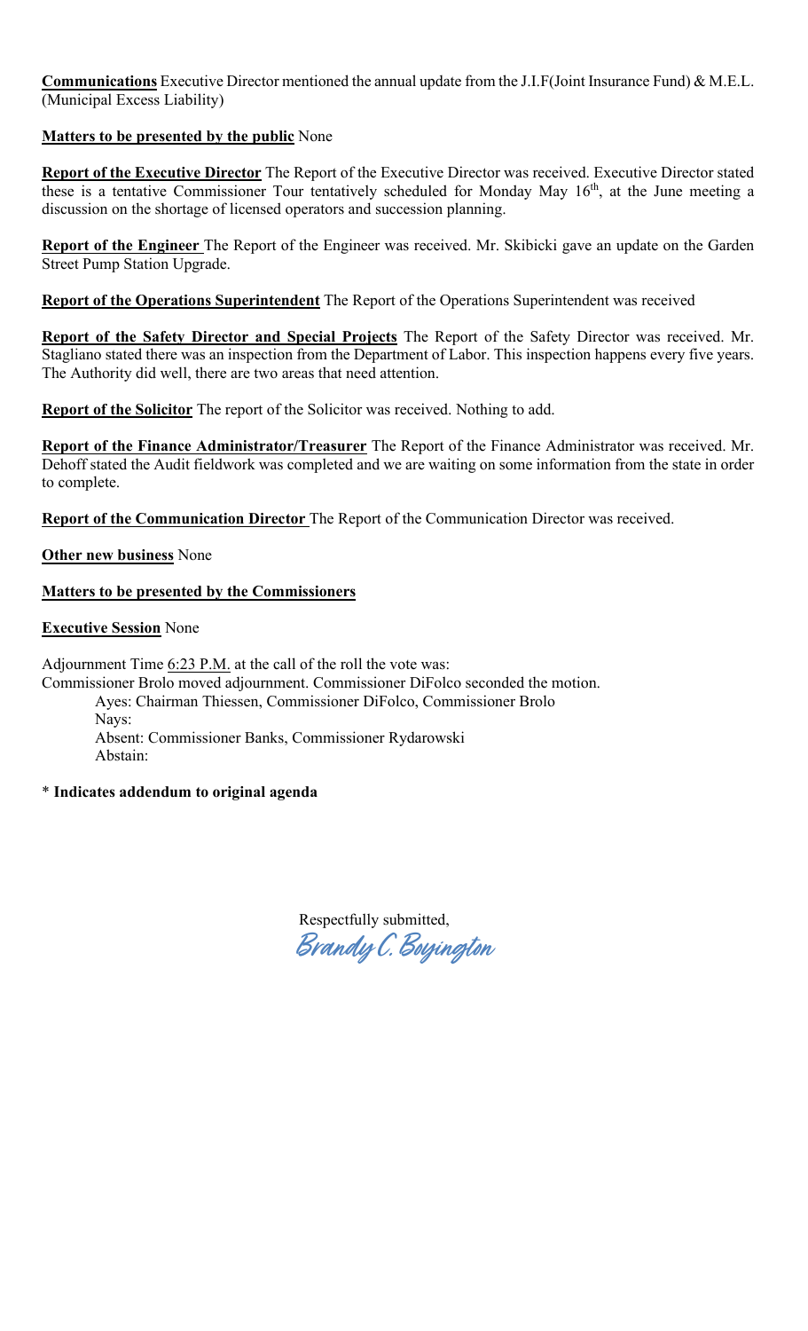**Communications** Executive Director mentioned the annual update from the J.I.F(Joint Insurance Fund) & M.E.L. (Municipal Excess Liability)

**Matters to be presented by the public** None

**Report of the Executive Director** The Report of the Executive Director was received. Executive Director stated these is a tentative Commissioner Tour tentatively scheduled for Monday May 16th, at the June meeting a discussion on the shortage of licensed operators and succession planning.

**Report of the Engineer** The Report of the Engineer was received. Mr. Skibicki gave an update on the Garden Street Pump Station Upgrade.

**Report of the Operations Superintendent** The Report of the Operations Superintendent was received

**Report of the Safety Director and Special Projects** The Report of the Safety Director was received. Mr. Stagliano stated there was an inspection from the Department of Labor. This inspection happens every five years. The Authority did well, there are two areas that need attention.

**Report of the Solicitor** The report of the Solicitor was received. Nothing to add.

**Report of the Finance Administrator/Treasurer** The Report of the Finance Administrator was received. Mr. Dehoff stated the Audit fieldwork was completed and we are waiting on some information from the state in order to complete.

**Report of the Communication Director** The Report of the Communication Director was received.

**Other new business** None

**Matters to be presented by the Commissioners**

**Executive Session** None

Adjournment Time 6:23 P.M. at the call of the roll the vote was:
Commissioner Brolo moved adjournment. Commissioner DiFolco seconded the motion.

Ayes: Chairman Thiessen, Commissioner DiFolco, Commissioner Brolo
Nays:
Absent: Commissioner Banks, Commissioner Rydarowski
Abstain:

\* **Indicates addendum to original agenda**

Respectfully submitted,
Brandy C. Boyington